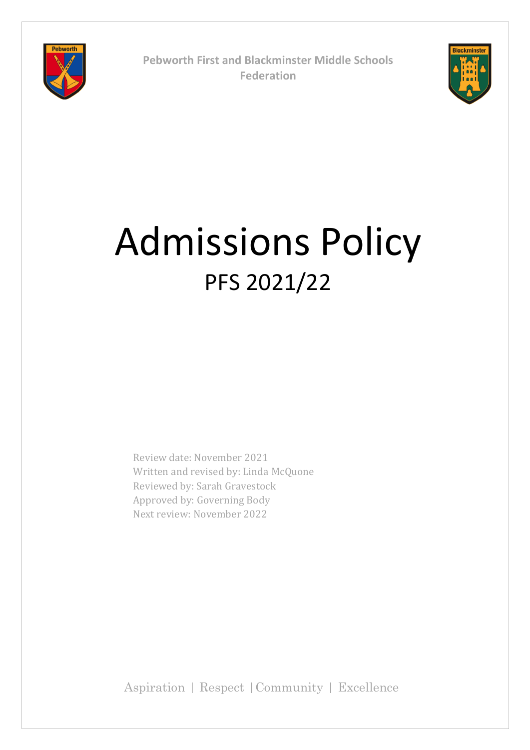**Pebworth First and Blackminster Middle Schools Federation**

# Admissions Policy

## PFS 2021/22

Review date: November 2021
Written and revised by: Linda McQuone
Reviewed by: Sarah Gravestock
Approved by: Governing Body
Next review: November 2022

Aspiration | Respect | Community | Excellence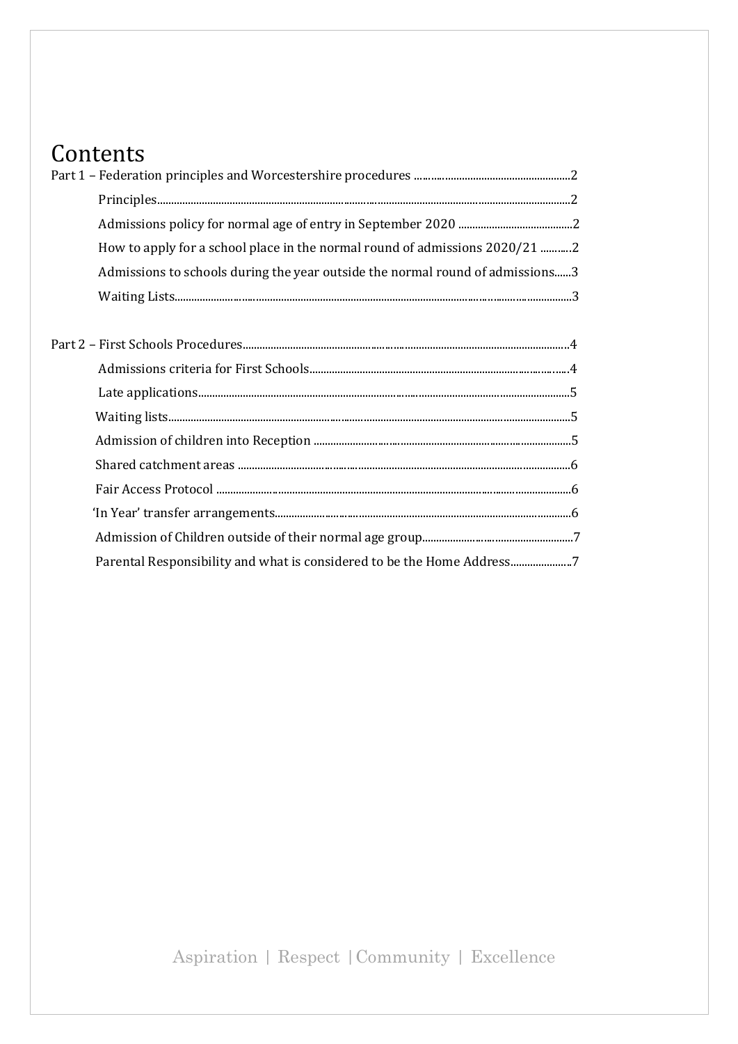# Contents

Part 1 – Federation principles and Worcestershire procedures ........................................................2

- Principles.................................................................................................................................2
- Admissions policy for normal age of entry in September 2020 .........................................2
- How to apply for a school place in the normal round of admissions 2020/21 ...........2
- Admissions to schools during the year outside the normal round of admissions......3
- Waiting Lists.............................................................................................................................3

Part 2 – First Schools Procedures....................................................................................................4

- Admissions criteria for First Schools..........................................................................................4
- Late applications.......................................................................................................................5
- Waiting lists..............................................................................................................................5
- Admission of children into Reception ......................................................................................5
- Shared catchment areas ...........................................................................................................6
- Fair Access Protocol .................................................................................................................6
- 'In Year' transfer arrangements................................................................................................6
- Admission of Children outside of their normal age group......................................................7
- Parental Responsibility and what is considered to be the Home Address......................7

Aspiration | Respect | Community | Excellence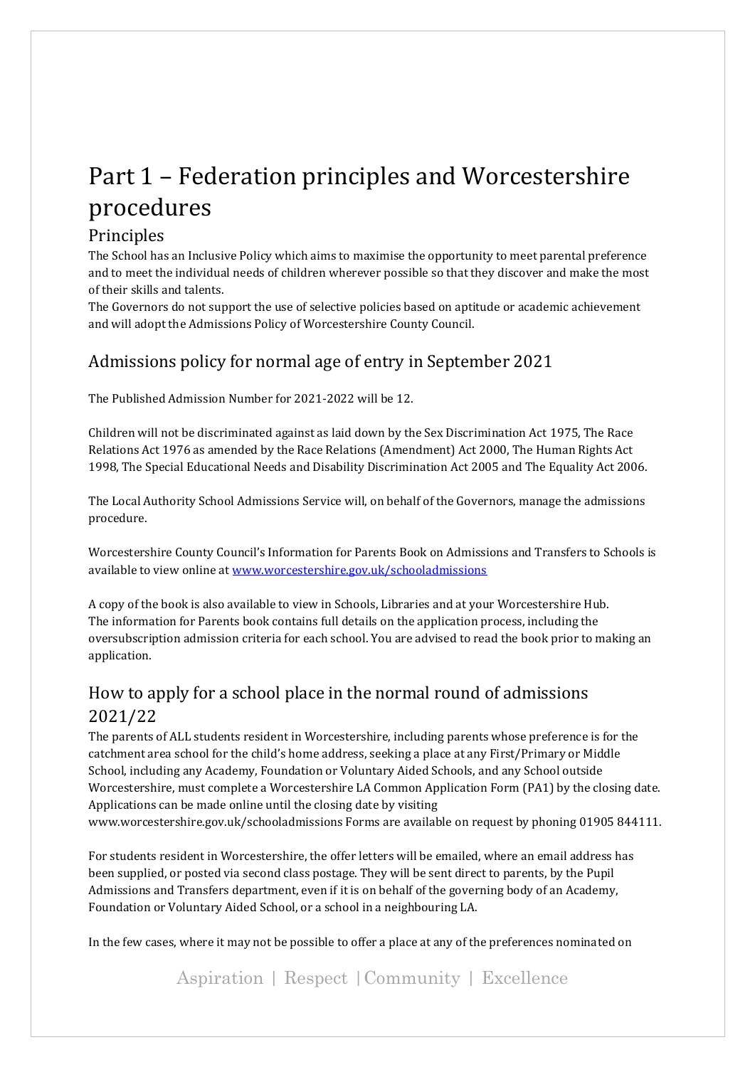# Part 1 – Federation principles and Worcestershire procedures

## Principles

The School has an Inclusive Policy which aims to maximise the opportunity to meet parental preference and to meet the individual needs of children wherever possible so that they discover and make the most of their skills and talents.

The Governors do not support the use of selective policies based on aptitude or academic achievement and will adopt the Admissions Policy of Worcestershire County Council.

## Admissions policy for normal age of entry in September 2021

The Published Admission Number for 2021-2022 will be 12.

Children will not be discriminated against as laid down by the Sex Discrimination Act 1975, The Race Relations Act 1976 as amended by the Race Relations (Amendment) Act 2000, The Human Rights Act 1998, The Special Educational Needs and Disability Discrimination Act 2005 and The Equality Act 2006.

The Local Authority School Admissions Service will, on behalf of the Governors, manage the admissions procedure.

Worcestershire County Council's Information for Parents Book on Admissions and Transfers to Schools is available to view online at [www.worcestershire.gov.uk/schooladmissions](www.worcestershire.gov.uk/schooladmissions)

A copy of the book is also available to view in Schools, Libraries and at your Worcestershire Hub. The information for Parents book contains full details on the application process, including the oversubscription admission criteria for each school. You are advised to read the book prior to making an application.

## How to apply for a school place in the normal round of admissions 2021/22

The parents of ALL students resident in Worcestershire, including parents whose preference is for the catchment area school for the child's home address, seeking a place at any First/Primary or Middle School, including any Academy, Foundation or Voluntary Aided Schools, and any School outside Worcestershire, must complete a Worcestershire LA Common Application Form (PA1) by the closing date. Applications can be made online until the closing date by visiting www.worcestershire.gov.uk/schooladmissions Forms are available on request by phoning 01905 844111.

For students resident in Worcestershire, the offer letters will be emailed, where an email address has been supplied, or posted via second class postage. They will be sent direct to parents, by the Pupil Admissions and Transfers department, even if it is on behalf of the governing body of an Academy, Foundation or Voluntary Aided School, or a school in a neighbouring LA.

In the few cases, where it may not be possible to offer a place at any of the preferences nominated on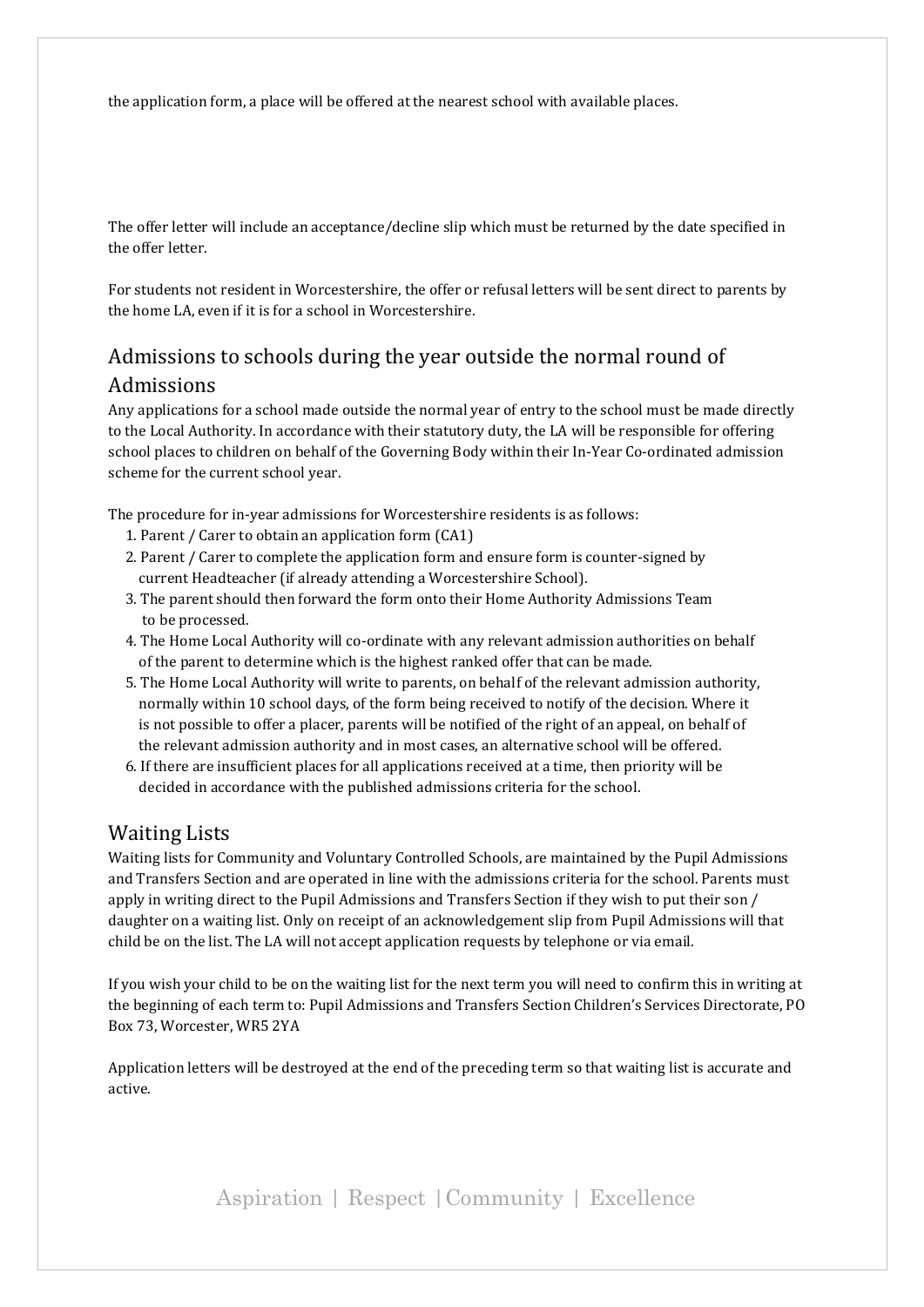the application form, a place will be offered at the nearest school with available places.

The offer letter will include an acceptance/decline slip which must be returned by the date specified in the offer letter.

For students not resident in Worcestershire, the offer or refusal letters will be sent direct to parents by the home LA, even if it is for a school in Worcestershire.

## Admissions to schools during the year outside the normal round of Admissions

Any applications for a school made outside the normal year of entry to the school must be made directly to the Local Authority. In accordance with their statutory duty, the LA will be responsible for offering school places to children on behalf of the Governing Body within their In-Year Co-ordinated admission scheme for the current school year.

The procedure for in-year admissions for Worcestershire residents is as follows:

1. Parent / Carer to obtain an application form (CA1)
2. Parent / Carer to complete the application form and ensure form is counter-signed by current Headteacher (if already attending a Worcestershire School).
3. The parent should then forward the form onto their Home Authority Admissions Team to be processed.
4. The Home Local Authority will co-ordinate with any relevant admission authorities on behalf of the parent to determine which is the highest ranked offer that can be made.
5. The Home Local Authority will write to parents, on behalf of the relevant admission authority, normally within 10 school days, of the form being received to notify of the decision. Where it is not possible to offer a placer, parents will be notified of the right of an appeal, on behalf of the relevant admission authority and in most cases, an alternative school will be offered.
6. If there are insufficient places for all applications received at a time, then priority will be decided in accordance with the published admissions criteria for the school.

## Waiting Lists

Waiting lists for Community and Voluntary Controlled Schools, are maintained by the Pupil Admissions and Transfers Section and are operated in line with the admissions criteria for the school. Parents must apply in writing direct to the Pupil Admissions and Transfers Section if they wish to put their son / daughter on a waiting list. Only on receipt of an acknowledgement slip from Pupil Admissions will that child be on the list. The LA will not accept application requests by telephone or via email.

If you wish your child to be on the waiting list for the next term you will need to confirm this in writing at the beginning of each term to: Pupil Admissions and Transfers Section Children's Services Directorate, PO Box 73, Worcester, WR5 2YA

Application letters will be destroyed at the end of the preceding term so that waiting list is accurate and active.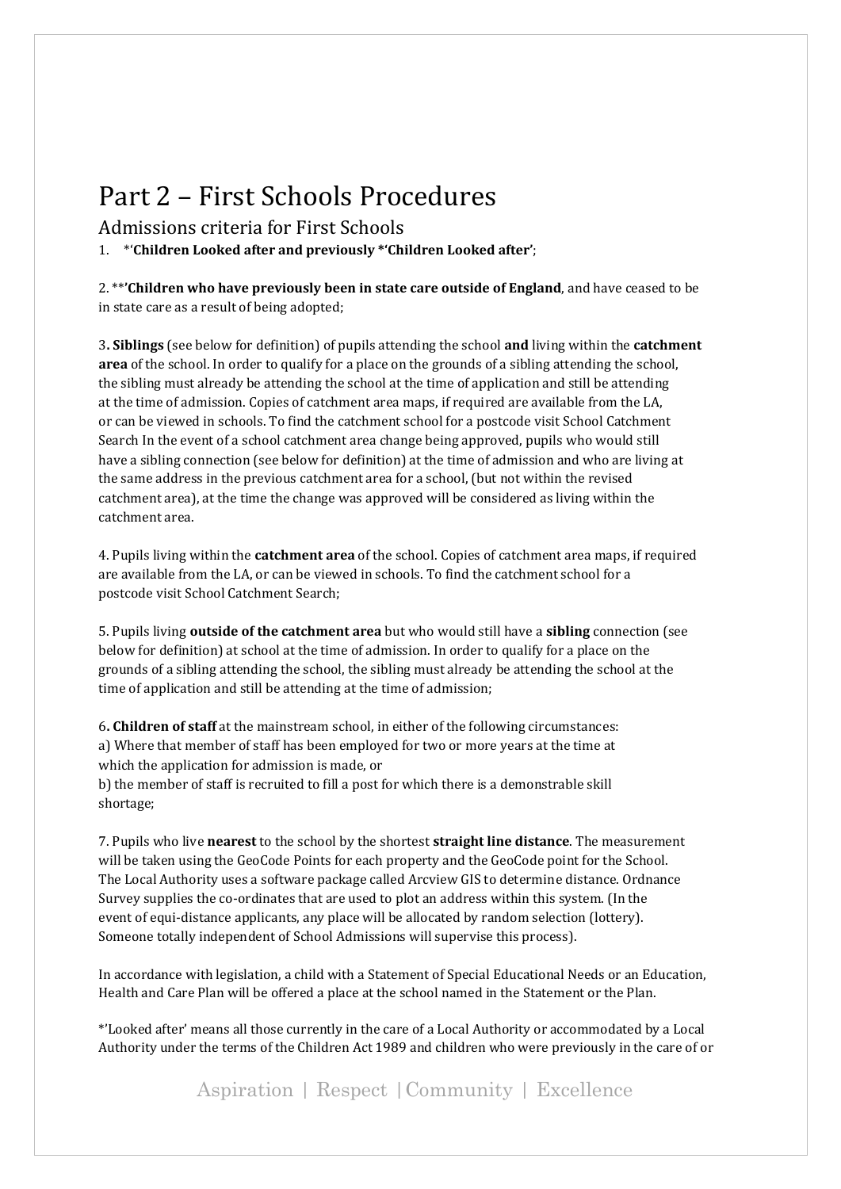# Part 2 – First Schools Procedures

## Admissions criteria for First Schools

1. *'**Children Looked after and previously *'Children Looked after'**;

2. **'**Children who have previously been in state care outside of England**, and have ceased to be in state care as a result of being adopted;

3**. Siblings** (see below for definition) of pupils attending the school **and** living within the **catchment area** of the school. In order to qualify for a place on the grounds of a sibling attending the school, the sibling must already be attending the school at the time of application and still be attending at the time of admission. Copies of catchment area maps, if required are available from the LA, or can be viewed in schools. To find the catchment school for a postcode visit School Catchment Search In the event of a school catchment area change being approved, pupils who would still have a sibling connection (see below for definition) at the time of admission and who are living at the same address in the previous catchment area for a school, (but not within the revised catchment area), at the time the change was approved will be considered as living within the catchment area.

4. Pupils living within the **catchment area** of the school. Copies of catchment area maps, if required are available from the LA, or can be viewed in schools. To find the catchment school for a postcode visit School Catchment Search;

5. Pupils living **outside of the catchment area** but who would still have a **sibling** connection (see below for definition) at school at the time of admission. In order to qualify for a place on the grounds of a sibling attending the school, the sibling must already be attending the school at the time of application and still be attending at the time of admission;

6**. Children of staff** at the mainstream school, in either of the following circumstances:
a) Where that member of staff has been employed for two or more years at the time at which the application for admission is made, or
b) the member of staff is recruited to fill a post for which there is a demonstrable skill shortage;

7. Pupils who live **nearest** to the school by the shortest **straight line distance**. The measurement will be taken using the GeoCode Points for each property and the GeoCode point for the School. The Local Authority uses a software package called Arcview GIS to determine distance. Ordnance Survey supplies the co-ordinates that are used to plot an address within this system. (In the event of equi-distance applicants, any place will be allocated by random selection (lottery). Someone totally independent of School Admissions will supervise this process).

In accordance with legislation, a child with a Statement of Special Educational Needs or an Education, Health and Care Plan will be offered a place at the school named in the Statement or the Plan.

*'Looked after' means all those currently in the care of a Local Authority or accommodated by a Local Authority under the terms of the Children Act 1989 and children who were previously in the care of or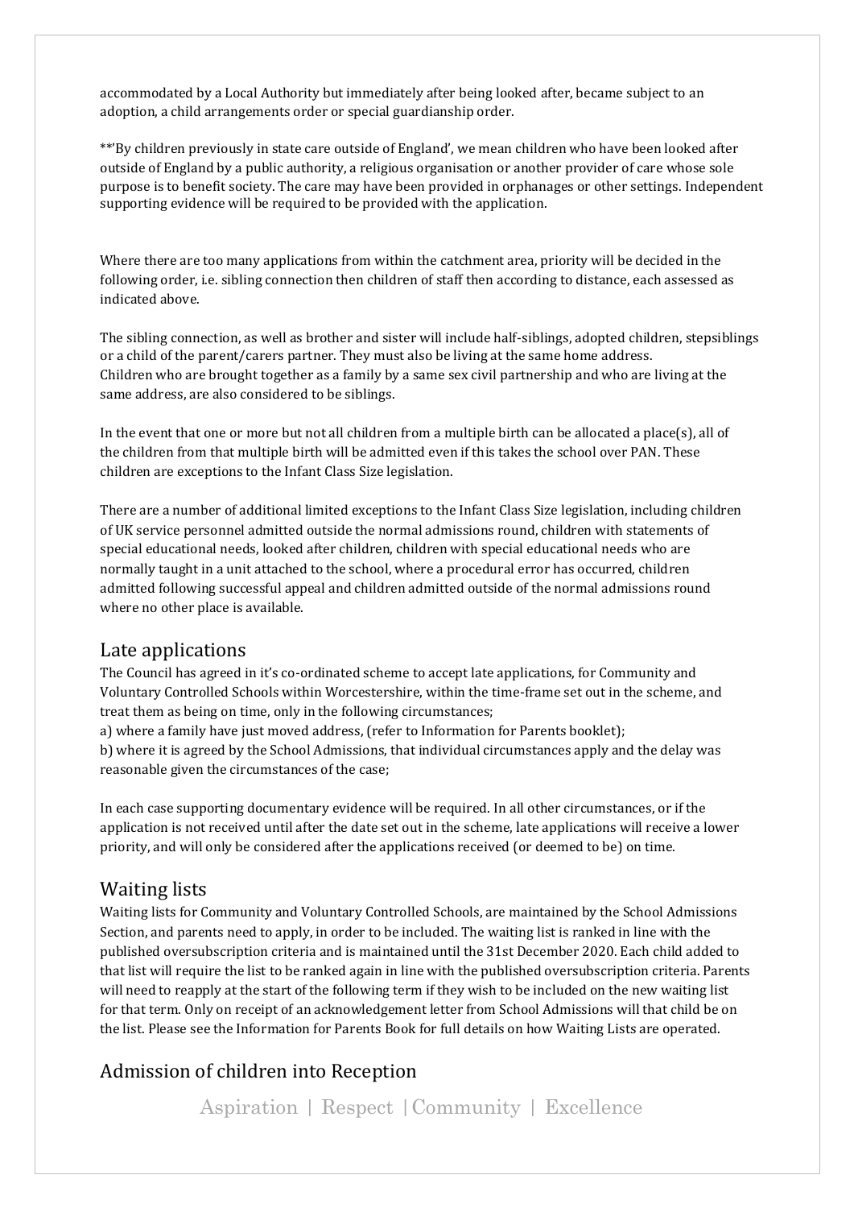accommodated by a Local Authority but immediately after being looked after, became subject to an adoption, a child arrangements order or special guardianship order.

**'By children previously in state care outside of England', we mean children who have been looked after outside of England by a public authority, a religious organisation or another provider of care whose sole purpose is to benefit society. The care may have been provided in orphanages or other settings. Independent supporting evidence will be required to be provided with the application.

Where there are too many applications from within the catchment area, priority will be decided in the following order, i.e. sibling connection then children of staff then according to distance, each assessed as indicated above.

The sibling connection, as well as brother and sister will include half-siblings, adopted children, stepsiblings or a child of the parent/carers partner. They must also be living at the same home address. Children who are brought together as a family by a same sex civil partnership and who are living at the same address, are also considered to be siblings.

In the event that one or more but not all children from a multiple birth can be allocated a place(s), all of the children from that multiple birth will be admitted even if this takes the school over PAN. These children are exceptions to the Infant Class Size legislation.

There are a number of additional limited exceptions to the Infant Class Size legislation, including children of UK service personnel admitted outside the normal admissions round, children with statements of special educational needs, looked after children, children with special educational needs who are normally taught in a unit attached to the school, where a procedural error has occurred, children admitted following successful appeal and children admitted outside of the normal admissions round where no other place is available.

## Late applications

The Council has agreed in it's co-ordinated scheme to accept late applications, for Community and Voluntary Controlled Schools within Worcestershire, within the time-frame set out in the scheme, and treat them as being on time, only in the following circumstances;

a) where a family have just moved address, (refer to Information for Parents booklet);

b) where it is agreed by the School Admissions, that individual circumstances apply and the delay was reasonable given the circumstances of the case;

In each case supporting documentary evidence will be required. In all other circumstances, or if the application is not received until after the date set out in the scheme, late applications will receive a lower priority, and will only be considered after the applications received (or deemed to be) on time.

## Waiting lists

Waiting lists for Community and Voluntary Controlled Schools, are maintained by the School Admissions Section, and parents need to apply, in order to be included. The waiting list is ranked in line with the published oversubscription criteria and is maintained until the 31st December 2020. Each child added to that list will require the list to be ranked again in line with the published oversubscription criteria. Parents will need to reapply at the start of the following term if they wish to be included on the new waiting list for that term. Only on receipt of an acknowledgement letter from School Admissions will that child be on the list. Please see the Information for Parents Book for full details on how Waiting Lists are operated.

## Admission of children into Reception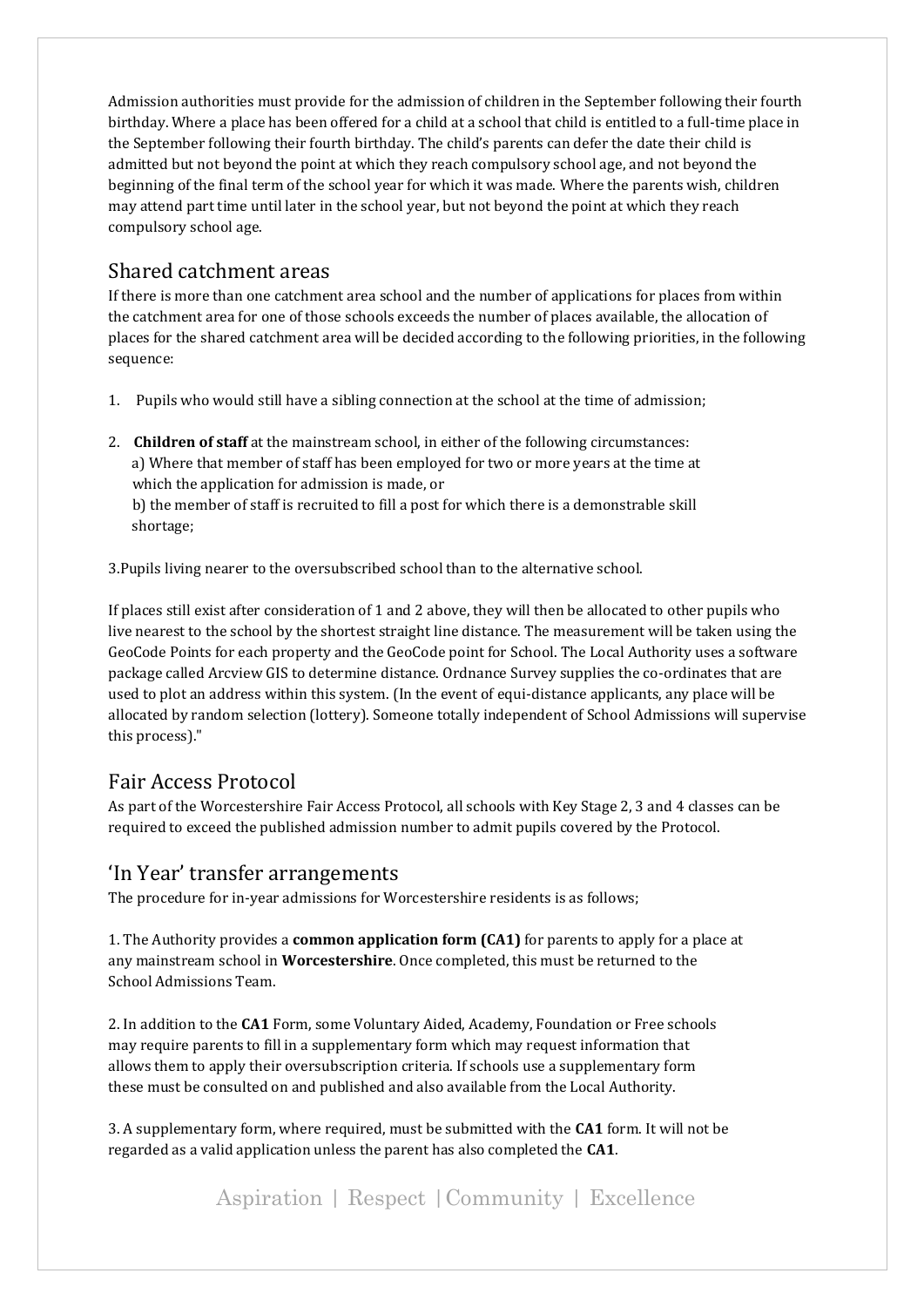Admission authorities must provide for the admission of children in the September following their fourth birthday. Where a place has been offered for a child at a school that child is entitled to a full-time place in the September following their fourth birthday. The child's parents can defer the date their child is admitted but not beyond the point at which they reach compulsory school age, and not beyond the beginning of the final term of the school year for which it was made. Where the parents wish, children may attend part time until later in the school year, but not beyond the point at which they reach compulsory school age.

## Shared catchment areas

If there is more than one catchment area school and the number of applications for places from within the catchment area for one of those schools exceeds the number of places available, the allocation of places for the shared catchment area will be decided according to the following priorities, in the following sequence:

1. Pupils who would still have a sibling connection at the school at the time of admission;

2. **Children of staff** at the mainstream school, in either of the following circumstances:
   a) Where that member of staff has been employed for two or more years at the time at which the application for admission is made, or
   b) the member of staff is recruited to fill a post for which there is a demonstrable skill shortage;

3. Pupils living nearer to the oversubscribed school than to the alternative school.

If places still exist after consideration of 1 and 2 above, they will then be allocated to other pupils who live nearest to the school by the shortest straight line distance. The measurement will be taken using the GeoCode Points for each property and the GeoCode point for School. The Local Authority uses a software package called Arcview GIS to determine distance. Ordnance Survey supplies the co-ordinates that are used to plot an address within this system. (In the event of equi-distance applicants, any place will be allocated by random selection (lottery). Someone totally independent of School Admissions will supervise this process)."

## Fair Access Protocol

As part of the Worcestershire Fair Access Protocol, all schools with Key Stage 2, 3 and 4 classes can be required to exceed the published admission number to admit pupils covered by the Protocol.

## 'In Year' transfer arrangements

The procedure for in-year admissions for Worcestershire residents is as follows;

1. The Authority provides a **common application form (CA1)** for parents to apply for a place at any mainstream school in **Worcestershire**. Once completed, this must be returned to the School Admissions Team.

2. In addition to the **CA1** Form, some Voluntary Aided, Academy, Foundation or Free schools may require parents to fill in a supplementary form which may request information that allows them to apply their oversubscription criteria. If schools use a supplementary form these must be consulted on and published and also available from the Local Authority.

3. A supplementary form, where required, must be submitted with the **CA1** form. It will not be regarded as a valid application unless the parent has also completed the **CA1**.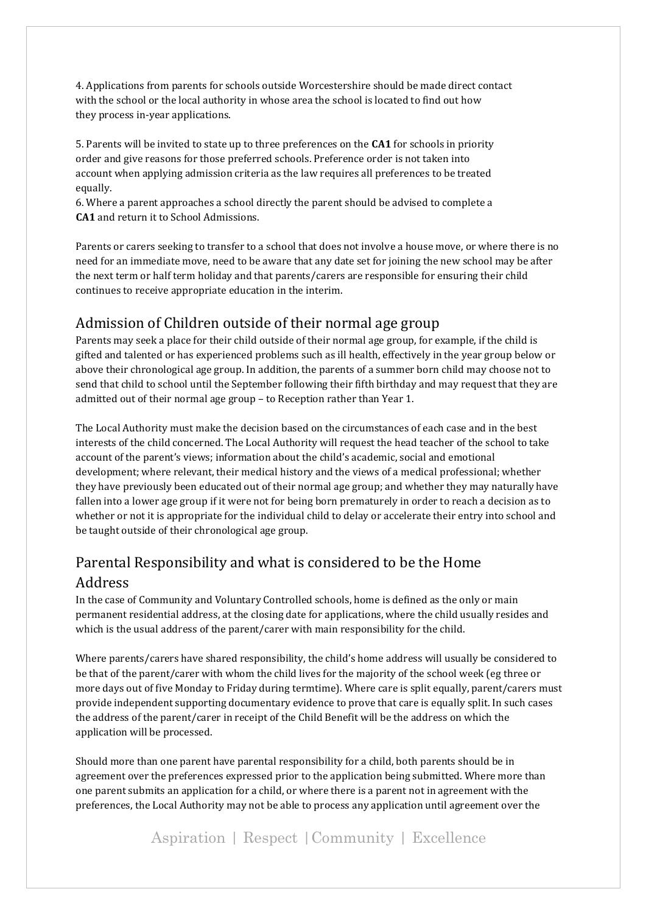4. Applications from parents for schools outside Worcestershire should be made direct contact with the school or the local authority in whose area the school is located to find out how they process in-year applications.

5. Parents will be invited to state up to three preferences on the **CA1** for schools in priority order and give reasons for those preferred schools. Preference order is not taken into account when applying admission criteria as the law requires all preferences to be treated equally.

6. Where a parent approaches a school directly the parent should be advised to complete a **CA1** and return it to School Admissions.

Parents or carers seeking to transfer to a school that does not involve a house move, or where there is no need for an immediate move, need to be aware that any date set for joining the new school may be after the next term or half term holiday and that parents/carers are responsible for ensuring their child continues to receive appropriate education in the interim.

## Admission of Children outside of their normal age group

Parents may seek a place for their child outside of their normal age group, for example, if the child is gifted and talented or has experienced problems such as ill health, effectively in the year group below or above their chronological age group. In addition, the parents of a summer born child may choose not to send that child to school until the September following their fifth birthday and may request that they are admitted out of their normal age group – to Reception rather than Year 1.

The Local Authority must make the decision based on the circumstances of each case and in the best interests of the child concerned. The Local Authority will request the head teacher of the school to take account of the parent's views; information about the child's academic, social and emotional development; where relevant, their medical history and the views of a medical professional; whether they have previously been educated out of their normal age group; and whether they may naturally have fallen into a lower age group if it were not for being born prematurely in order to reach a decision as to whether or not it is appropriate for the individual child to delay or accelerate their entry into school and be taught outside of their chronological age group.

## Parental Responsibility and what is considered to be the Home Address

In the case of Community and Voluntary Controlled schools, home is defined as the only or main permanent residential address, at the closing date for applications, where the child usually resides and which is the usual address of the parent/carer with main responsibility for the child.

Where parents/carers have shared responsibility, the child's home address will usually be considered to be that of the parent/carer with whom the child lives for the majority of the school week (eg three or more days out of five Monday to Friday during termtime). Where care is split equally, parent/carers must provide independent supporting documentary evidence to prove that care is equally split. In such cases the address of the parent/carer in receipt of the Child Benefit will be the address on which the application will be processed.

Should more than one parent have parental responsibility for a child, both parents should be in agreement over the preferences expressed prior to the application being submitted. Where more than one parent submits an application for a child, or where there is a parent not in agreement with the preferences, the Local Authority may not be able to process any application until agreement over the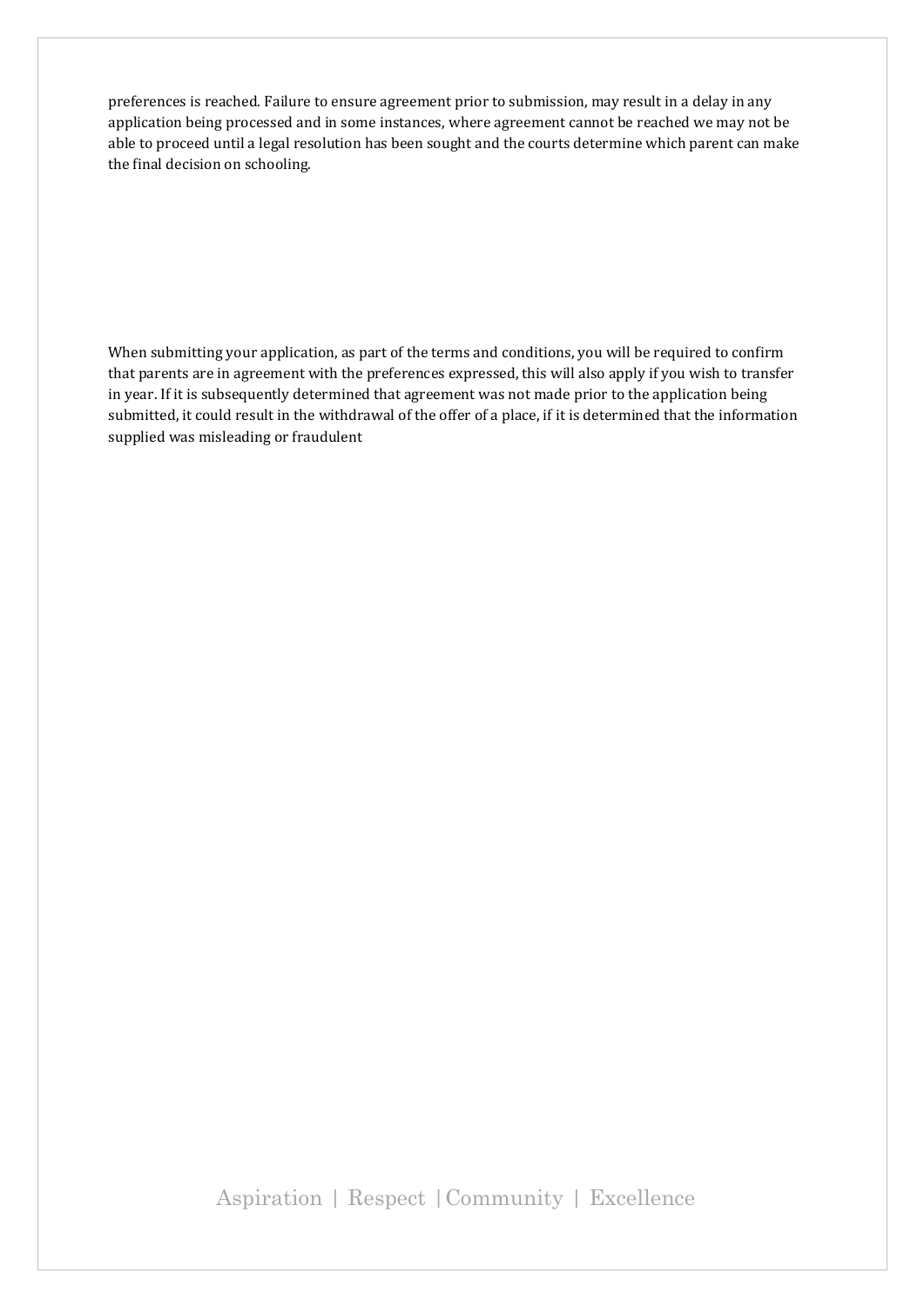preferences is reached. Failure to ensure agreement prior to submission, may result in a delay in any application being processed and in some instances, where agreement cannot be reached we may not be able to proceed until a legal resolution has been sought and the courts determine which parent can make the final decision on schooling.

When submitting your application, as part of the terms and conditions, you will be required to confirm that parents are in agreement with the preferences expressed, this will also apply if you wish to transfer in year. If it is subsequently determined that agreement was not made prior to the application being submitted, it could result in the withdrawal of the offer of a place, if it is determined that the information supplied was misleading or fraudulent